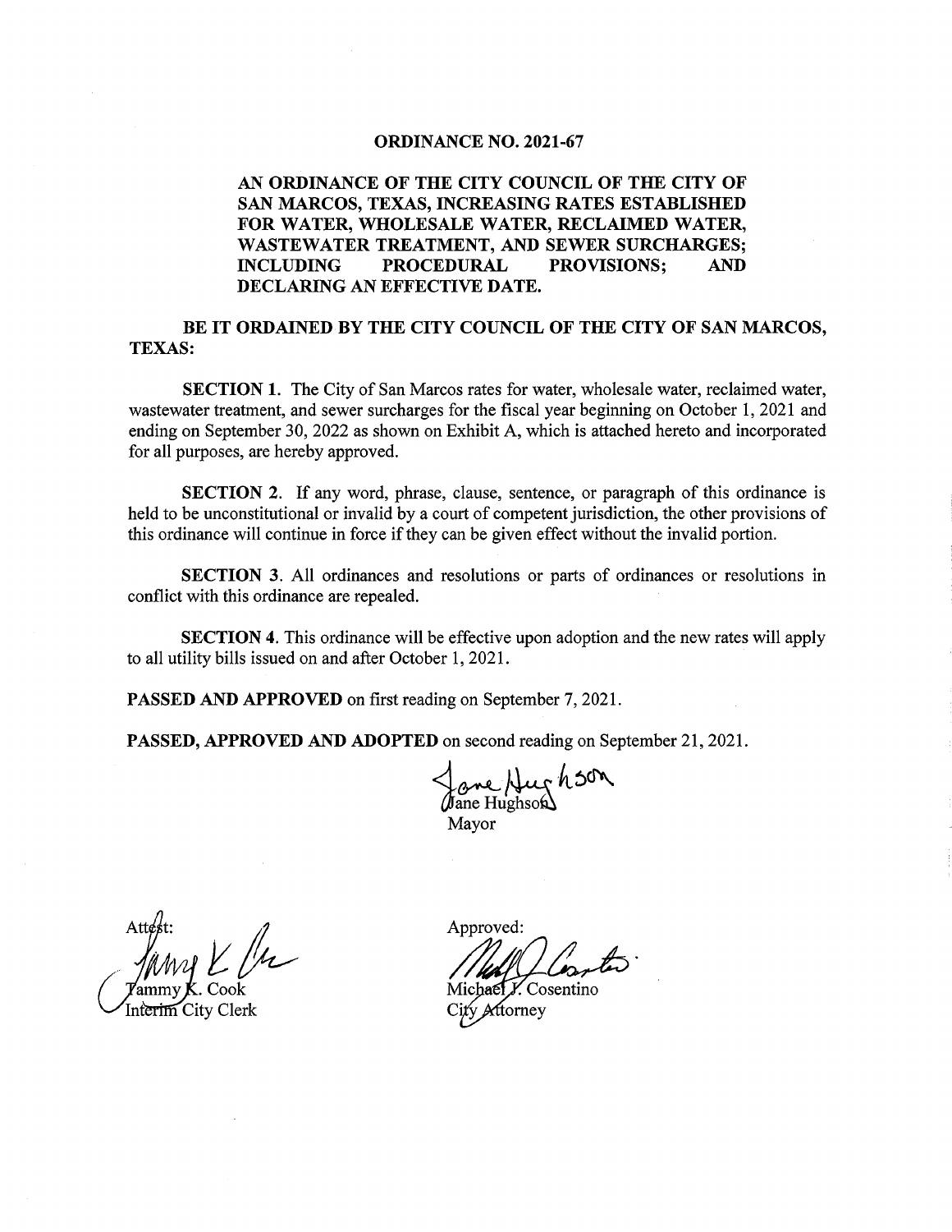# ORDINANCE NO. 2021-67

**AN ORDINANCE OF THE CITY COUNCIL OF THE CITY OF SAN MARCOS, TEXAS, INCREASING RATES ESTABLISHED FOR WATER, WHOLESALE WATER, RECLAIMED WATER, WASTEWATER TREATMENT, AND SEWER SURCHARGES; INCLUDING PROCEDURAL PROVISIONS; AND DECLARING AN EFFECTIVE DATE.**

**BE IT ORDAINED BY THE CITY COUNCIL OF THE CITY OF SAN MARCOS, TEXAS:**

**SECTION 1.** The City of San Marcos rates for water, wholesale water, reclaimed water, wastewater treatment, and sewer surcharges for the fiscal year beginning on October 1, 2021 and ending on September 30, 2022 as shown on Exhibit A, which is attached hereto and incorporated for all purposes, are hereby approved.

**SECTION 2.** If any word, phrase, clause, sentence, or paragraph of this ordinance is held to be unconstitutional or invalid by a court of competent jurisdiction, the other provisions of this ordinance will continue in force if they can be given effect without the invalid portion.

**SECTION 3.** All ordinances and resolutions or parts of ordinances or resolutions in conflict with this ordinance are repealed.

**SECTION 4.** This ordinance will be effective upon adoption and the new rates will apply to all utility bills issued on and after October 1, 2021.

**PASSED AND APPROVED** on first reading on September 7, 2021.

**PASSED, APPROVED AND ADOPTED** on second reading on September 21, 2021.

Jane Hughson
Mayor

Attest:

Tammy K. Cook
Interim City Clerk

Approved:

Michael J. Cosentino
City Attorney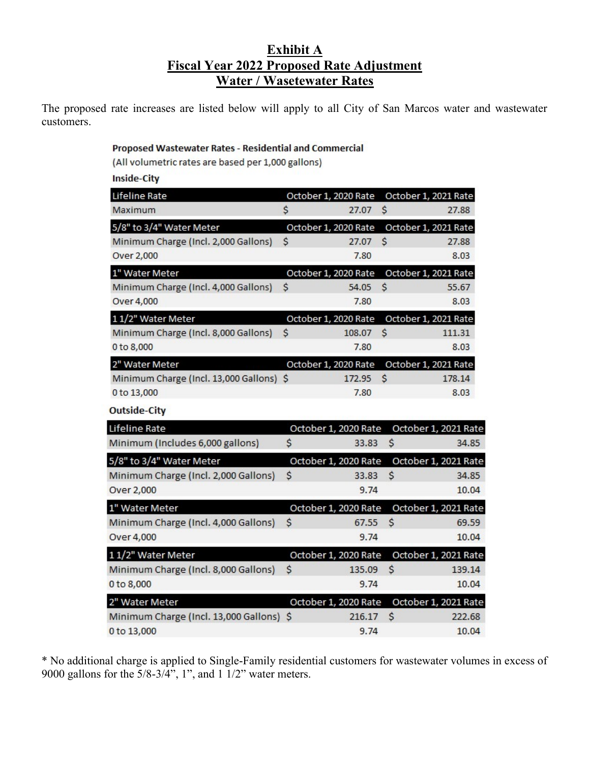# Exhibit A
# Fiscal Year 2022 Proposed Rate Adjustment
# Water / Wasetewater Rates

The proposed rate increases are listed below will apply to all City of San Marcos water and wastewater customers.

**Proposed Wastewater Rates - Residential and Commercial**
(All volumetric rates are based per 1,000 gallons)

**Inside-City**

| Lifeline Rate | October 1, 2020 Rate | October 1, 2021 Rate |
|---|---|---|
| Maximum | $ 27.07 | $ 27.88 |
| **5/8" to 3/4" Water Meter** | **October 1, 2020 Rate** | **October 1, 2021 Rate** |
| Minimum Charge (Incl. 2,000 Gallons) | $ 27.07 | $ 27.88 |
| Over 2,000 | 7.80 | 8.03 |
| **1" Water Meter** | **October 1, 2020 Rate** | **October 1, 2021 Rate** |
| Minimum Charge (Incl. 4,000 Gallons) | $ 54.05 | $ 55.67 |
| Over 4,000 | 7.80 | 8.03 |
| **1 1/2" Water Meter** | **October 1, 2020 Rate** | **October 1, 2021 Rate** |
| Minimum Charge (Incl. 8,000 Gallons) | $ 108.07 | $ 111.31 |
| 0 to 8,000 | 7.80 | 8.03 |
| **2" Water Meter** | **October 1, 2020 Rate** | **October 1, 2021 Rate** |
| Minimum Charge (Incl. 13,000 Gallons) | $ 172.95 | $ 178.14 |
| 0 to 13,000 | 7.80 | 8.03 |

**Outside-City**

| Lifeline Rate | October 1, 2020 Rate | October 1, 2021 Rate |
|---|---|---|
| Minimum (Includes 6,000 gallons) | $ 33.83 | $ 34.85 |
| **5/8" to 3/4" Water Meter** | **October 1, 2020 Rate** | **October 1, 2021 Rate** |
| Minimum Charge (Incl. 2,000 Gallons) | $ 33.83 | $ 34.85 |
| Over 2,000 | 9.74 | 10.04 |
| **1" Water Meter** | **October 1, 2020 Rate** | **October 1, 2021 Rate** |
| Minimum Charge (Incl. 4,000 Gallons) | $ 67.55 | $ 69.59 |
| Over 4,000 | 9.74 | 10.04 |
| **1 1/2" Water Meter** | **October 1, 2020 Rate** | **October 1, 2021 Rate** |
| Minimum Charge (Incl. 8,000 Gallons) | $ 135.09 | $ 139.14 |
| 0 to 8,000 | 9.74 | 10.04 |
| **2" Water Meter** | **October 1, 2020 Rate** | **October 1, 2021 Rate** |
| Minimum Charge (Incl. 13,000 Gallons) | $ 216.17 | $ 222.68 |
| 0 to 13,000 | 9.74 | 10.04 |

* No additional charge is applied to Single-Family residential customers for wastewater volumes in excess of 9000 gallons for the 5/8-3/4", 1", and 1 1/2" water meters.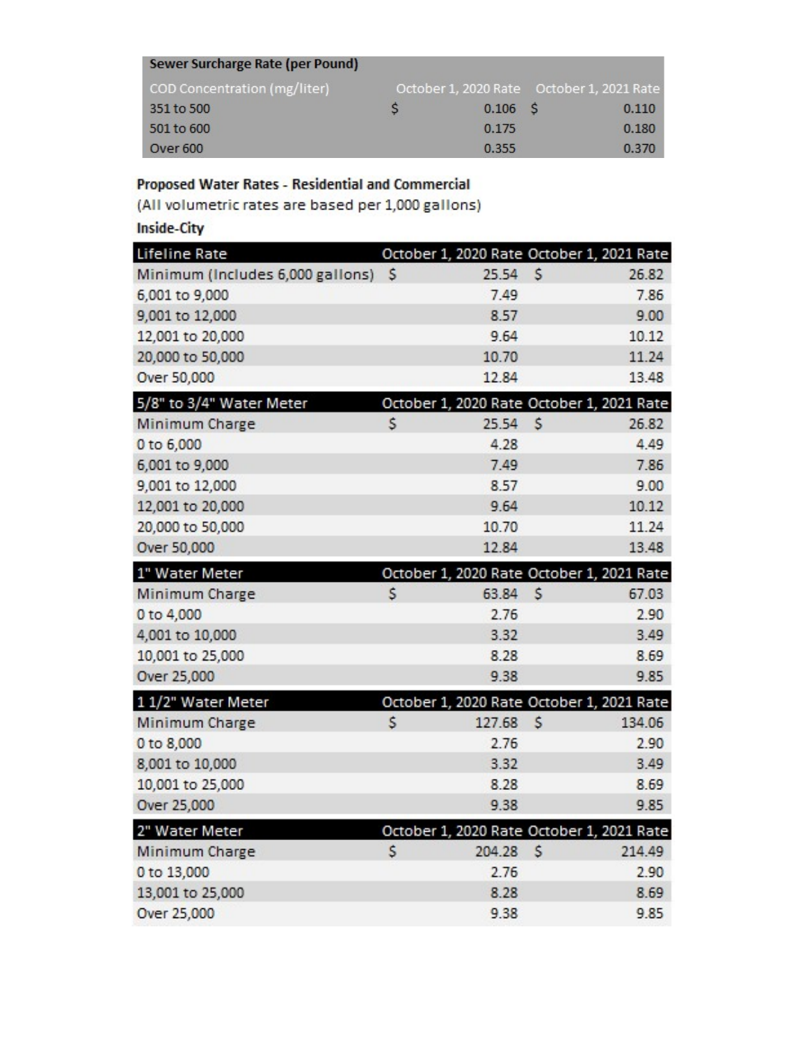| Sewer Surcharge Rate (per Pound) | | |
|---|---|---|
| COD Concentration (mg/liter) | October 1, 2020 Rate | October 1, 2021 Rate |
| 351 to 500 | $ 0.106 | $ 0.110 |
| 501 to 600 | 0.175 | 0.180 |
| Over 600 | 0.355 | 0.370 |

**Proposed Water Rates - Residential and Commercial**

(All volumetric rates are based per 1,000 gallons)

**Inside-City**

| Lifeline Rate | October 1, 2020 Rate | October 1, 2021 Rate |
|---|---|---|
| Minimum (Includes 6,000 gallons) | $ 25.54 | $ 26.82 |
| 6,001 to 9,000 | 7.49 | 7.86 |
| 9,001 to 12,000 | 8.57 | 9.00 |
| 12,001 to 20,000 | 9.64 | 10.12 |
| 20,000 to 50,000 | 10.70 | 11.24 |
| Over 50,000 | 12.84 | 13.48 |

| 5/8" to 3/4" Water Meter | October 1, 2020 Rate | October 1, 2021 Rate |
|---|---|---|
| Minimum Charge | $ 25.54 | $ 26.82 |
| 0 to 6,000 | 4.28 | 4.49 |
| 6,001 to 9,000 | 7.49 | 7.86 |
| 9,001 to 12,000 | 8.57 | 9.00 |
| 12,001 to 20,000 | 9.64 | 10.12 |
| 20,000 to 50,000 | 10.70 | 11.24 |
| Over 50,000 | 12.84 | 13.48 |

| 1" Water Meter | October 1, 2020 Rate | October 1, 2021 Rate |
|---|---|---|
| Minimum Charge | $ 63.84 | $ 67.03 |
| 0 to 4,000 | 2.76 | 2.90 |
| 4,001 to 10,000 | 3.32 | 3.49 |
| 10,001 to 25,000 | 8.28 | 8.69 |
| Over 25,000 | 9.38 | 9.85 |

| 1 1/2" Water Meter | October 1, 2020 Rate | October 1, 2021 Rate |
|---|---|---|
| Minimum Charge | $ 127.68 | $ 134.06 |
| 0 to 8,000 | 2.76 | 2.90 |
| 8,001 to 10,000 | 3.32 | 3.49 |
| 10,001 to 25,000 | 8.28 | 8.69 |
| Over 25,000 | 9.38 | 9.85 |

| 2" Water Meter | October 1, 2020 Rate | October 1, 2021 Rate |
|---|---|---|
| Minimum Charge | $ 204.28 | $ 214.49 |
| 0 to 13,000 | 2.76 | 2.90 |
| 13,001 to 25,000 | 8.28 | 8.69 |
| Over 25,000 | 9.38 | 9.85 |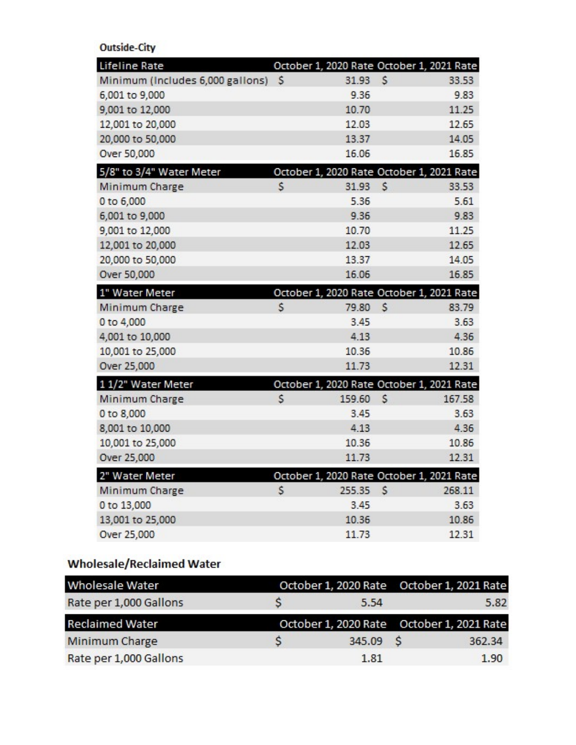**Outside-City**

| Lifeline Rate | October 1, 2020 Rate | October 1, 2021 Rate |
|---|---|---|
| Minimum (Includes 6,000 gallons) | $ 31.93 | $ 33.53 |
| 6,001 to 9,000 | 9.36 | 9.83 |
| 9,001 to 12,000 | 10.70 | 11.25 |
| 12,001 to 20,000 | 12.03 | 12.65 |
| 20,000 to 50,000 | 13.37 | 14.05 |
| Over 50,000 | 16.06 | 16.85 |

| 5/8" to 3/4" Water Meter | October 1, 2020 Rate | October 1, 2021 Rate |
|---|---|---|
| Minimum Charge | $ 31.93 | $ 33.53 |
| 0 to 6,000 | 5.36 | 5.61 |
| 6,001 to 9,000 | 9.36 | 9.83 |
| 9,001 to 12,000 | 10.70 | 11.25 |
| 12,001 to 20,000 | 12.03 | 12.65 |
| 20,000 to 50,000 | 13.37 | 14.05 |
| Over 50,000 | 16.06 | 16.85 |

| 1" Water Meter | October 1, 2020 Rate | October 1, 2021 Rate |
|---|---|---|
| Minimum Charge | $ 79.80 | $ 83.79 |
| 0 to 4,000 | 3.45 | 3.63 |
| 4,001 to 10,000 | 4.13 | 4.36 |
| 10,001 to 25,000 | 10.36 | 10.86 |
| Over 25,000 | 11.73 | 12.31 |

| 1 1/2" Water Meter | October 1, 2020 Rate | October 1, 2021 Rate |
|---|---|---|
| Minimum Charge | $ 159.60 | $ 167.58 |
| 0 to 8,000 | 3.45 | 3.63 |
| 8,001 to 10,000 | 4.13 | 4.36 |
| 10,001 to 25,000 | 10.36 | 10.86 |
| Over 25,000 | 11.73 | 12.31 |

| 2" Water Meter | October 1, 2020 Rate | October 1, 2021 Rate |
|---|---|---|
| Minimum Charge | $ 255.35 | $ 268.11 |
| 0 to 13,000 | 3.45 | 3.63 |
| 13,001 to 25,000 | 10.36 | 10.86 |
| Over 25,000 | 11.73 | 12.31 |

## Wholesale/Reclaimed Water

| Wholesale Water | October 1, 2020 Rate | October 1, 2021 Rate |
|---|---|---|
| Rate per 1,000 Gallons | $ 5.54 | 5.82 |

| Reclaimed Water | October 1, 2020 Rate | October 1, 2021 Rate |
|---|---|---|
| Minimum Charge | $ 345.09 | $ 362.34 |
| Rate per 1,000 Gallons | 1.81 | 1.90 |